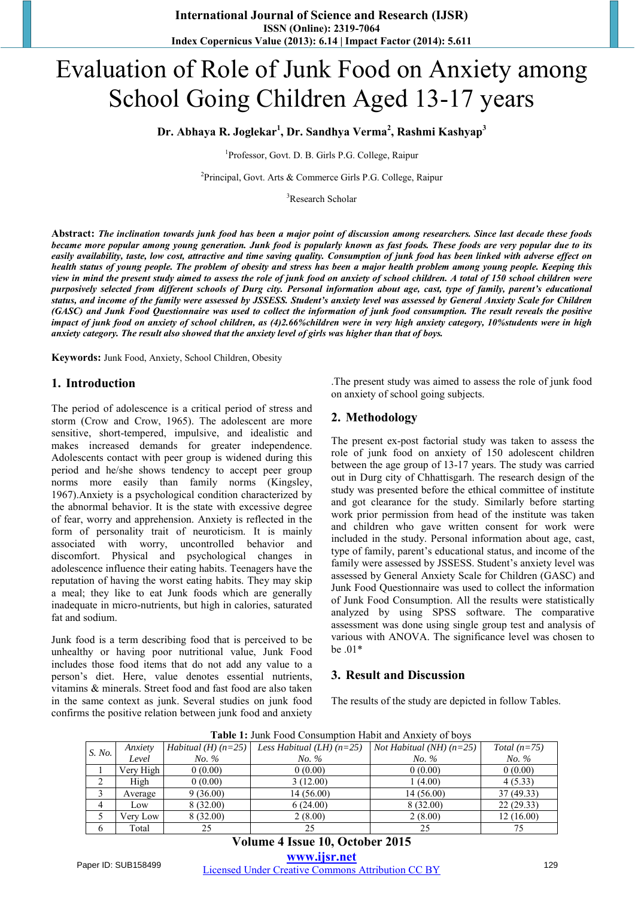# Evaluation of Role of Junk Food on Anxiety among School Going Children Aged 13-17 years

**Dr. Abhaya R. Joglekar[1], Dr. Sandhya Verma[2], Rashmi Kashyap[3]**

[1]Professor, Govt. D. B. Girls P.G. College, Raipur

[2]Principal, Govt. Arts & Commerce Girls P.G. College, Raipur

[3]Research Scholar

**Abstract:** ***The inclination towards junk food has been a major point of discussion among researchers. Since last decade these foods became more popular among young generation. Junk food is popularly known as fast foods. These foods are very popular due to its easily availability, taste, low cost, attractive and time saving quality. Consumption of junk food has been linked with adverse effect on health status of young people. The problem of obesity and stress has been a major health problem among young people. Keeping this view in mind the present study aimed to assess the role of junk food on anxiety of school children. A total of 150 school children were purposively selected from different schools of Durg city. Personal information about age, cast, type of family, parent's educational status, and income of the family were assessed by JSSESS. Student's anxiety level was assessed by General Anxiety Scale for Children (GASC) and Junk Food Questionnaire was used to collect the information of junk food consumption. The result reveals the positive impact of junk food on anxiety of school children, as (4)2.66%children were in very high anxiety category, 10%students were in high anxiety category. The result also showed that the anxiety level of girls was higher than that of boys.***

**Keywords:** Junk Food, Anxiety, School Children, Obesity

## 1. Introduction

The period of adolescence is a critical period of stress and storm (Crow and Crow, 1965). The adolescent are more sensitive, short-tempered, impulsive, and idealistic and makes increased demands for greater independence. Adolescents contact with peer group is widened during this period and he/she shows tendency to accept peer group norms more easily than family norms (Kingsley, 1967).Anxiety is a psychological condition characterized by the abnormal behavior. It is the state with excessive degree of fear, worry and apprehension. Anxiety is reflected in the form of personality trait of neuroticism. It is mainly associated with worry, uncontrolled behavior and discomfort. Physical and psychological changes in adolescence influence their eating habits. Teenagers have the reputation of having the worst eating habits. They may skip a meal; they like to eat Junk foods which are generally inadequate in micro-nutrients, but high in calories, saturated fat and sodium.

Junk food is a term describing food that is perceived to be unhealthy or having poor nutritional value, Junk Food includes those food items that do not add any value to a person's diet. Here, value denotes essential nutrients, vitamins & minerals. Street food and fast food are also taken in the same context as junk. Several studies on junk food confirms the positive relation between junk food and anxiety .The present study was aimed to assess the role of junk food on anxiety of school going subjects.

## 2. Methodology

The present ex-post factorial study was taken to assess the role of junk food on anxiety of 150 adolescent children between the age group of 13-17 years. The study was carried out in Durg city of Chhattisgarh. The research design of the study was presented before the ethical committee of institute and got clearance for the study. Similarly before starting work prior permission from head of the institute was taken and children who gave written consent for work were included in the study. Personal information about age, cast, type of family, parent's educational status, and income of the family were assessed by JSSESS. Student's anxiety level was assessed by General Anxiety Scale for Children (GASC) and Junk Food Questionnaire was used to collect the information of Junk Food Consumption. All the results were statistically analyzed by using SPSS software. The comparative assessment was done using single group test and analysis of various with ANOVA. The significance level was chosen to be .01*

## 3. Result and Discussion

The results of the study are depicted in follow Tables.

**Table 1:** Junk Food Consumption Habit and Anxiety of boys

| S. No. | *Anxiety Level* | *Habitual (H) (n=25)* No. % | *Less Habitual (LH) (n=25)* No. % | *Not Habitual (NH) (n=25)* No. % | *Total (n=75)* No. % |
|---|---|---|---|---|---|
| 1 | Very High | 0 (0.00) | 0 (0.00) | 0 (0.00) | 0 (0.00) |
| 2 | High | 0 (0.00) | 3 (12.00) | 1 (4.00) | 4 (5.33) |
| 3 | Average | 9 (36.00) | 14 (56.00) | 14 (56.00) | 37 (49.33) |
| 4 | Low | 8 (32.00) | 6 (24.00) | 8 (32.00) | 22 (29.33) |
| 5 | Very Low | 8 (32.00) | 2 (8.00) | 2 (8.00) | 12 (16.00) |
| 6 | Total | 25 | 25 | 25 | 75 |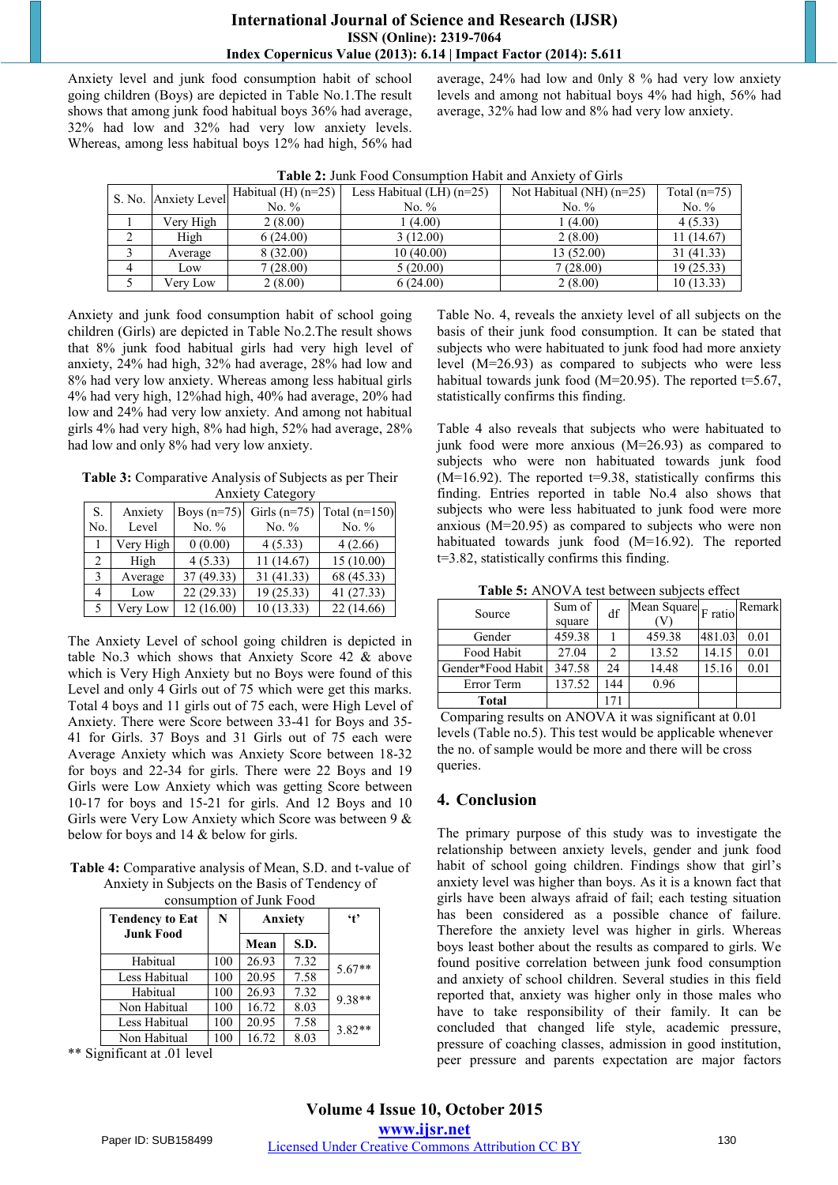Anxiety level and junk food consumption habit of school going children (Boys) are depicted in Table No.1.The result shows that among junk food habitual boys 36% had average, 32% had low and 32% had very low anxiety levels. Whereas, among less habitual boys 12% had high, 56% had average, 24% had low and 0nly 8 % had very low anxiety levels and among not habitual boys 4% had high, 56% had average, 32% had low and 8% had very low anxiety.

**Table 2:** Junk Food Consumption Habit and Anxiety of Girls

| S. No. | Anxiety Level | Habitual (H) (n=25) No. % | Less Habitual (LH) (n=25) No. % | Not Habitual (NH) (n=25) No. % | Total (n=75) No. % |
|---|---|---|---|---|---|
| 1 | Very High | 2 (8.00) | 1 (4.00) | 1 (4.00) | 4 (5.33) |
| 2 | High | 6 (24.00) | 3 (12.00) | 2 (8.00) | 11 (14.67) |
| 3 | Average | 8 (32.00) | 10 (40.00) | 13 (52.00) | 31 (41.33) |
| 4 | Low | 7 (28.00) | 5 (20.00) | 7 (28.00) | 19 (25.33) |
| 5 | Very Low | 2 (8.00) | 6 (24.00) | 2 (8.00) | 10 (13.33) |

Anxiety and junk food consumption habit of school going children (Girls) are depicted in Table No.2.The result shows that 8% junk food habitual girls had very high level of anxiety, 24% had high, 32% had average, 28% had low and 8% had very low anxiety. Whereas among less habitual girls 4% had very high, 12%had high, 40% had average, 20% had low and 24% had very low anxiety. And among not habitual girls 4% had very high, 8% had high, 52% had average, 28% had low and only 8% had very low anxiety.

**Table 3:** Comparative Analysis of Subjects as per Their Anxiety Category

| S. No. | Anxiety Level | Boys (n=75) No. % | Girls (n=75) No. % | Total (n=150) No. % |
|---|---|---|---|---|
| 1 | Very High | 0 (0.00) | 4 (5.33) | 4 (2.66) |
| 2 | High | 4 (5.33) | 11 (14.67) | 15 (10.00) |
| 3 | Average | 37 (49.33) | 31 (41.33) | 68 (45.33) |
| 4 | Low | 22 (29.33) | 19 (25.33) | 41 (27.33) |
| 5 | Very Low | 12 (16.00) | 10 (13.33) | 22 (14.66) |

The Anxiety Level of school going children is depicted in table No.3 which shows that Anxiety Score 42 & above which is Very High Anxiety but no Boys were found of this Level and only 4 Girls out of 75 which were get this marks. Total 4 boys and 11 girls out of 75 each, were High Level of Anxiety. There were Score between 33-41 for Boys and 35-41 for Girls. 37 Boys and 31 Girls out of 75 each were Average Anxiety which was Anxiety Score between 18-32 for boys and 22-34 for girls. There were 22 Boys and 19 Girls were Low Anxiety which was getting Score between 10-17 for boys and 15-21 for girls. And 12 Boys and 10 Girls were Very Low Anxiety which Score was between 9 & below for boys and 14 & below for girls.

**Table 4:** Comparative analysis of Mean, S.D. and t-value of Anxiety in Subjects on the Basis of Tendency of consumption of Junk Food

| Tendency to Eat Junk Food | N | Anxiety | | 't' |
|---|---|---|---|---|
| | | Mean | S.D. | |
| Habitual | 100 | 26.93 | 7.32 | 5.67** |
| Less Habitual | 100 | 20.95 | 7.58 | |
| Habitual | 100 | 26.93 | 7.32 | 9.38** |
| Non Habitual | 100 | 16.72 | 8.03 | |
| Less Habitual | 100 | 20.95 | 7.58 | 3.82** |
| Non Habitual | 100 | 16.72 | 8.03 | |

** Significant at .01 level

Table No. 4, reveals the anxiety level of all subjects on the basis of their junk food consumption. It can be stated that subjects who were habituated to junk food had more anxiety level (M=26.93) as compared to subjects who were less habitual towards junk food (M=20.95). The reported t=5.67, statistically confirms this finding.

Table 4 also reveals that subjects who were habituated to junk food were more anxious (M=26.93) as compared to subjects who were non habituated towards junk food (M=16.92). The reported t=9.38, statistically confirms this finding. Entries reported in table No.4 also shows that subjects who were less habituated to junk food were more anxious (M=20.95) as compared to subjects who were non habituated towards junk food (M=16.92). The reported t=3.82, statistically confirms this finding.

**Table 5:** ANOVA test between subjects effect

| Source | Sum of square | df | Mean Square (V) | F ratio | Remark |
|---|---|---|---|---|---|
| Gender | 459.38 | 1 | 459.38 | 481.03 | 0.01 |
| Food Habit | 27.04 | 2 | 13.52 | 14.15 | 0.01 |
| Gender*Food Habit | 347.58 | 24 | 14.48 | 15.16 | 0.01 |
| Error Term | 137.52 | 144 | 0.96 | | |
| **Total** | | 171 | | | |

Comparing results on ANOVA it was significant at 0.01 levels (Table no.5). This test would be applicable whenever the no. of sample would be more and there will be cross queries.

## 4. Conclusion

The primary purpose of this study was to investigate the relationship between anxiety levels, gender and junk food habit of school going children. Findings show that girl's anxiety level was higher than boys. As it is a known fact that girls have been always afraid of fail; each testing situation has been considered as a possible chance of failure. Therefore the anxiety level was higher in girls. Whereas boys least bother about the results as compared to girls. We found positive correlation between junk food consumption and anxiety of school children. Several studies in this field reported that, anxiety was higher only in those males who have to take responsibility of their family. It can be concluded that changed life style, academic pressure, pressure of coaching classes, admission in good institution, peer pressure and parents expectation are major factors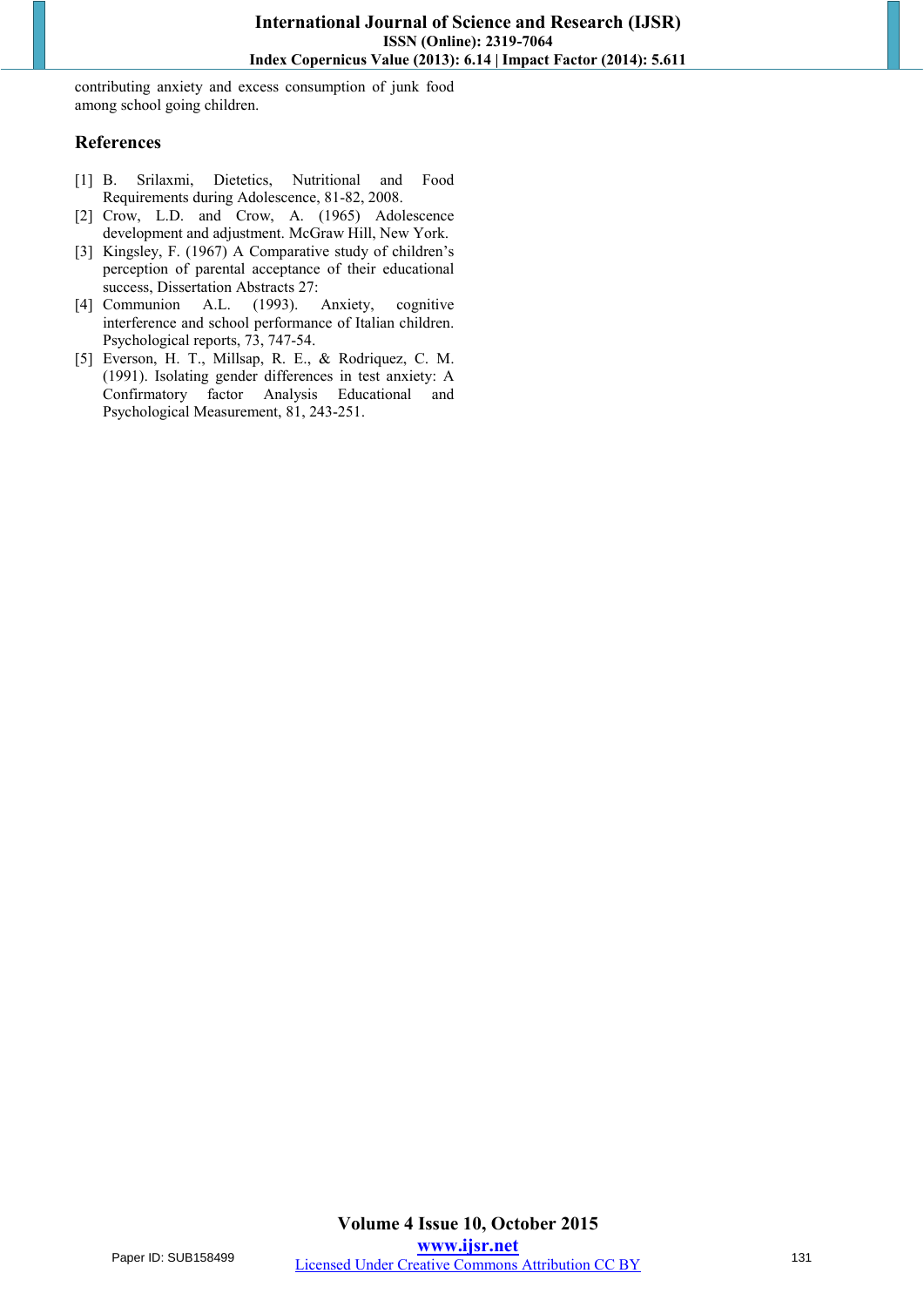contributing anxiety and excess consumption of junk food among school going children.

## References

[1] B. Srilaxmi, Dietetics, Nutritional and Food Requirements during Adolescence, 81-82, 2008.
[2] Crow, L.D. and Crow, A. (1965) Adolescence development and adjustment. McGraw Hill, New York.
[3] Kingsley, F. (1967) A Comparative study of children's perception of parental acceptance of their educational success, Dissertation Abstracts 27:
[4] Communion A.L. (1993). Anxiety, cognitive interference and school performance of Italian children. Psychological reports, 73, 747-54.
[5] Everson, H. T., Millsap, R. E., & Rodriquez, C. M. (1991). Isolating gender differences in test anxiety: A Confirmatory factor Analysis Educational and Psychological Measurement, 81, 243-251.